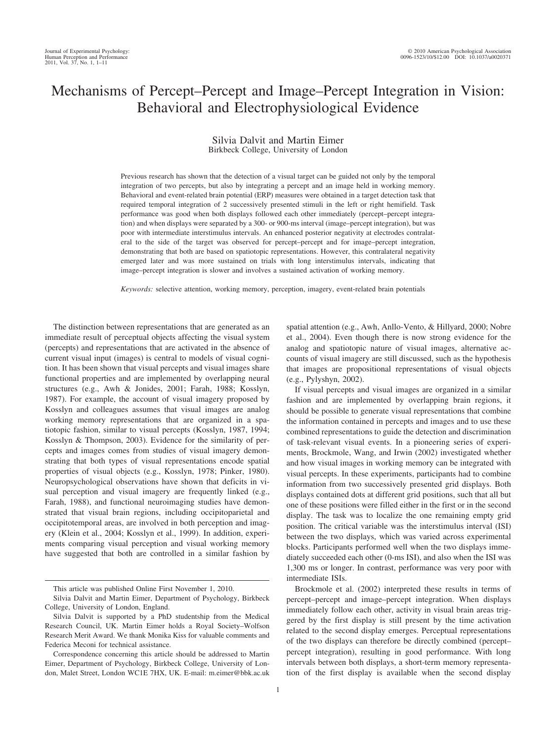# Mechanisms of Percept–Percept and Image–Percept Integration in Vision: Behavioral and Electrophysiological Evidence

Silvia Dalvit and Martin Eimer
Birkbeck College, University of London

Previous research has shown that the detection of a visual target can be guided not only by the temporal integration of two percepts, but also by integrating a percept and an image held in working memory. Behavioral and event-related brain potential (ERP) measures were obtained in a target detection task that required temporal integration of 2 successively presented stimuli in the left or right hemifield. Task performance was good when both displays followed each other immediately (percept–percept integration) and when displays were separated by a 300- or 900-ms interval (image–percept integration), but was poor with intermediate interstimulus intervals. An enhanced posterior negativity at electrodes contralateral to the side of the target was observed for percept–percept and for image–percept integration, demonstrating that both are based on spatiotopic representations. However, this contralateral negativity emerged later and was more sustained on trials with long interstimulus intervals, indicating that image–percept integration is slower and involves a sustained activation of working memory.

*Keywords:* selective attention, working memory, perception, imagery, event-related brain potentials

The distinction between representations that are generated as an immediate result of perceptual objects affecting the visual system (percepts) and representations that are activated in the absence of current visual input (images) is central to models of visual cognition. It has been shown that visual percepts and visual images share functional properties and are implemented by overlapping neural structures (e.g., Awh & Jonides, 2001; Farah, 1988; Kosslyn, 1987). For example, the account of visual imagery proposed by Kosslyn and colleagues assumes that visual images are analog working memory representations that are organized in a spatiotopic fashion, similar to visual percepts (Kosslyn, 1987, 1994; Kosslyn & Thompson, 2003). Evidence for the similarity of percepts and images comes from studies of visual imagery demonstrating that both types of visual representations encode spatial properties of visual objects (e.g., Kosslyn, 1978; Pinker, 1980). Neuropsychological observations have shown that deficits in visual perception and visual imagery are frequently linked (e.g., Farah, 1988), and functional neuroimaging studies have demonstrated that visual brain regions, including occipitoparietal and occipitotemporal areas, are involved in both perception and imagery (Klein et al., 2004; Kosslyn et al., 1999). In addition, experiments comparing visual perception and visual working memory have suggested that both are controlled in a similar fashion by spatial attention (e.g., Awh, Anllo-Vento, & Hillyard, 2000; Nobre et al., 2004). Even though there is now strong evidence for the analog and spatiotopic nature of visual images, alternative accounts of visual imagery are still discussed, such as the hypothesis that images are propositional representations of visual objects (e.g., Pylyshyn, 2002).

If visual percepts and visual images are organized in a similar fashion and are implemented by overlapping brain regions, it should be possible to generate visual representations that combine the information contained in percepts and images and to use these combined representations to guide the detection and discrimination of task-relevant visual events. In a pioneering series of experiments, Brockmole, Wang, and Irwin (2002) investigated whether and how visual images in working memory can be integrated with visual percepts. In these experiments, participants had to combine information from two successively presented grid displays. Both displays contained dots at different grid positions, such that all but one of these positions were filled either in the first or in the second display. The task was to localize the one remaining empty grid position. The critical variable was the interstimulus interval (ISI) between the two displays, which was varied across experimental blocks. Participants performed well when the two displays immediately succeeded each other (0-ms ISI), and also when the ISI was 1,300 ms or longer. In contrast, performance was very poor with intermediate ISIs.

Brockmole et al. (2002) interpreted these results in terms of percept–percept and image–percept integration. When displays immediately follow each other, activity in visual brain areas triggered by the first display is still present by the time activation related to the second display emerges. Perceptual representations of the two displays can therefore be directly combined (percept–percept integration), resulting in good performance. With long intervals between both displays, a short-term memory representation of the first display is available when the second display

This article was published Online First November 1, 2010.

Silvia Dalvit and Martin Eimer, Department of Psychology, Birkbeck College, University of London, England.

Silvia Dalvit is supported by a PhD studentship from the Medical Research Council, UK. Martin Eimer holds a Royal Society–Wolfson Research Merit Award. We thank Monika Kiss for valuable comments and Federica Meconi for technical assistance.

Correspondence concerning this article should be addressed to Martin Eimer, Department of Psychology, Birkbeck College, University of London, Malet Street, London WC1E 7HX, UK. E-mail: m.eimer@bbk.ac.uk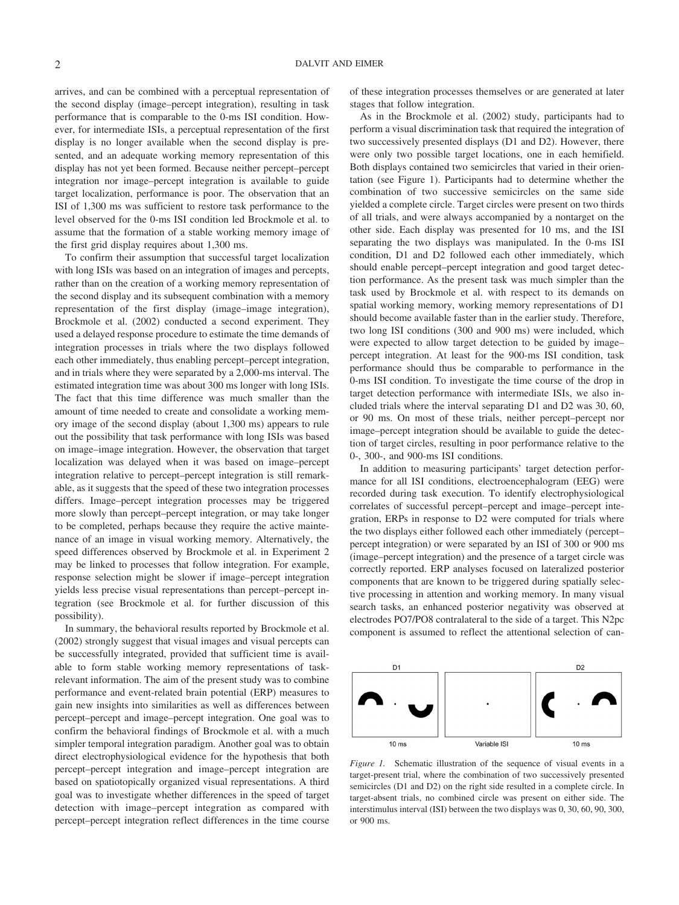arrives, and can be combined with a perceptual representation of the second display (image–percept integration), resulting in task performance that is comparable to the 0-ms ISI condition. However, for intermediate ISIs, a perceptual representation of the first display is no longer available when the second display is presented, and an adequate working memory representation of this display has not yet been formed. Because neither percept–percept integration nor image–percept integration is available to guide target localization, performance is poor. The observation that an ISI of 1,300 ms was sufficient to restore task performance to the level observed for the 0-ms ISI condition led Brockmole et al. to assume that the formation of a stable working memory image of the first grid display requires about 1,300 ms.

To confirm their assumption that successful target localization with long ISIs was based on an integration of images and percepts, rather than on the creation of a working memory representation of the second display and its subsequent combination with a memory representation of the first display (image–image integration), Brockmole et al. (2002) conducted a second experiment. They used a delayed response procedure to estimate the time demands of integration processes in trials where the two displays followed each other immediately, thus enabling percept–percept integration, and in trials where they were separated by a 2,000-ms interval. The estimated integration time was about 300 ms longer with long ISIs. The fact that this time difference was much smaller than the amount of time needed to create and consolidate a working memory image of the second display (about 1,300 ms) appears to rule out the possibility that task performance with long ISIs was based on image–image integration. However, the observation that target localization was delayed when it was based on image–percept integration relative to percept–percept integration is still remarkable, as it suggests that the speed of these two integration processes differs. Image–percept integration processes may be triggered more slowly than percept–percept integration, or may take longer to be completed, perhaps because they require the active maintenance of an image in visual working memory. Alternatively, the speed differences observed by Brockmole et al. in Experiment 2 may be linked to processes that follow integration. For example, response selection might be slower if image–percept integration yields less precise visual representations than percept–percept integration (see Brockmole et al. for further discussion of this possibility).

In summary, the behavioral results reported by Brockmole et al. (2002) strongly suggest that visual images and visual percepts can be successfully integrated, provided that sufficient time is available to form stable working memory representations of task-relevant information. The aim of the present study was to combine performance and event-related brain potential (ERP) measures to gain new insights into similarities as well as differences between percept–percept and image–percept integration. One goal was to confirm the behavioral findings of Brockmole et al. with a much simpler temporal integration paradigm. Another goal was to obtain direct electrophysiological evidence for the hypothesis that both percept–percept integration and image–percept integration are based on spatiotopically organized visual representations. A third goal was to investigate whether differences in the speed of target detection with image–percept integration as compared with percept–percept integration reflect differences in the time course of these integration processes themselves or are generated at later stages that follow integration.

As in the Brockmole et al. (2002) study, participants had to perform a visual discrimination task that required the integration of two successively presented displays (D1 and D2). However, there were only two possible target locations, one in each hemifield. Both displays contained two semicircles that varied in their orientation (see Figure 1). Participants had to determine whether the combination of two successive semicircles on the same side yielded a complete circle. Target circles were present on two thirds of all trials, and were always accompanied by a nontarget on the other side. Each display was presented for 10 ms, and the ISI separating the two displays was manipulated. In the 0-ms ISI condition, D1 and D2 followed each other immediately, which should enable percept–percept integration and good target detection performance. As the present task was much simpler than the task used by Brockmole et al. with respect to its demands on spatial working memory, working memory representations of D1 should become available faster than in the earlier study. Therefore, two long ISI conditions (300 and 900 ms) were included, which were expected to allow target detection to be guided by image–percept integration. At least for the 900-ms ISI condition, task performance should thus be comparable to performance in the 0-ms ISI condition. To investigate the time course of the drop in target detection performance with intermediate ISIs, we also included trials where the interval separating D1 and D2 was 30, 60, or 90 ms. On most of these trials, neither percept–percept nor image–percept integration should be available to guide the detection of target circles, resulting in poor performance relative to the 0-, 300-, and 900-ms ISI conditions.

In addition to measuring participants' target detection performance for all ISI conditions, electroencephalogram (EEG) were recorded during task execution. To identify electrophysiological correlates of successful percept–percept and image–percept integration, ERPs in response to D2 were computed for trials where the two displays either followed each other immediately (percept–percept integration) or were separated by an ISI of 300 or 900 ms (image–percept integration) and the presence of a target circle was correctly reported. ERP analyses focused on lateralized posterior components that are known to be triggered during spatially selective processing in attention and working memory. In many visual search tasks, an enhanced posterior negativity was observed at electrodes PO7/PO8 contralateral to the side of a target. This N2pc component is assumed to reflect the attentional selection of can-

D1

D2

10 ms

Variable ISI

10 ms

*Figure 1.* Schematic illustration of the sequence of visual events in a target-present trial, where the combination of two successively presented semicircles (D1 and D2) on the right side resulted in a complete circle. In target-absent trials, no combined circle was present on either side. The interstimulus interval (ISI) between the two displays was 0, 30, 60, 90, 300, or 900 ms.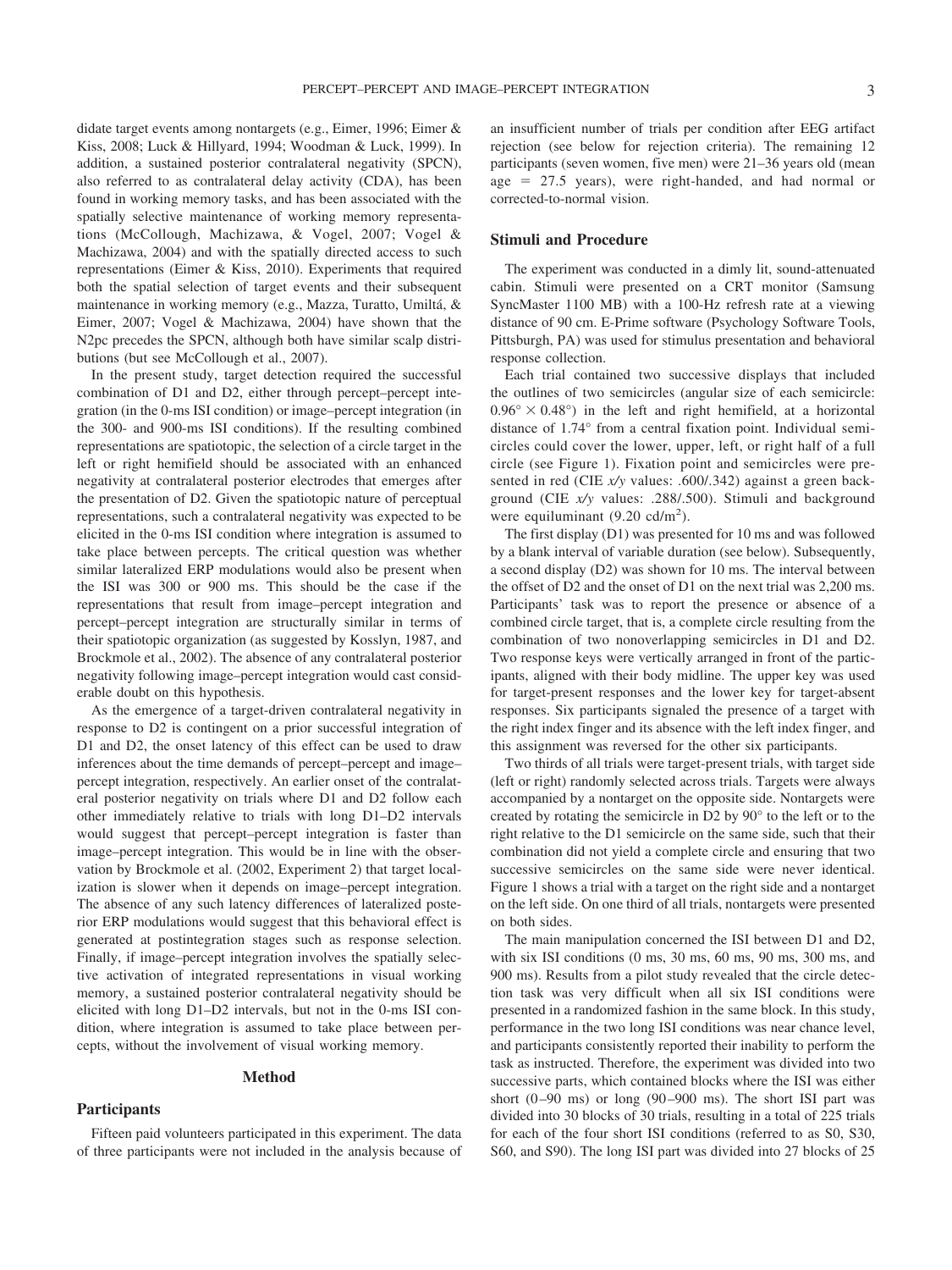didate target events among nontargets (e.g., Eimer, 1996; Eimer & Kiss, 2008; Luck & Hillyard, 1994; Woodman & Luck, 1999). In addition, a sustained posterior contralateral negativity (SPCN), also referred to as contralateral delay activity (CDA), has been found in working memory tasks, and has been associated with the spatially selective maintenance of working memory representations (McCollough, Machizawa, & Vogel, 2007; Vogel & Machizawa, 2004) and with the spatially directed access to such representations (Eimer & Kiss, 2010). Experiments that required both the spatial selection of target events and their subsequent maintenance in working memory (e.g., Mazza, Turatto, Umiltá, & Eimer, 2007; Vogel & Machizawa, 2004) have shown that the N2pc precedes the SPCN, although both have similar scalp distributions (but see McCollough et al., 2007).

In the present study, target detection required the successful combination of D1 and D2, either through percept–percept integration (in the 0-ms ISI condition) or image–percept integration (in the 300- and 900-ms ISI conditions). If the resulting combined representations are spatiotopic, the selection of a circle target in the left or right hemifield should be associated with an enhanced negativity at contralateral posterior electrodes that emerges after the presentation of D2. Given the spatiotopic nature of perceptual representations, such a contralateral negativity was expected to be elicited in the 0-ms ISI condition where integration is assumed to take place between percepts. The critical question was whether similar lateralized ERP modulations would also be present when the ISI was 300 or 900 ms. This should be the case if the representations that result from image–percept integration and percept–percept integration are structurally similar in terms of their spatiotopic organization (as suggested by Kosslyn, 1987, and Brockmole et al., 2002). The absence of any contralateral posterior negativity following image–percept integration would cast considerable doubt on this hypothesis.

As the emergence of a target-driven contralateral negativity in response to D2 is contingent on a prior successful integration of D1 and D2, the onset latency of this effect can be used to draw inferences about the time demands of percept–percept and image–percept integration, respectively. An earlier onset of the contralateral posterior negativity on trials where D1 and D2 follow each other immediately relative to trials with long D1–D2 intervals would suggest that percept–percept integration is faster than image–percept integration. This would be in line with the observation by Brockmole et al. (2002, Experiment 2) that target localization is slower when it depends on image–percept integration. The absence of any such latency differences of lateralized posterior ERP modulations would suggest that this behavioral effect is generated at postintegration stages such as response selection. Finally, if image–percept integration involves the spatially selective activation of integrated representations in visual working memory, a sustained posterior contralateral negativity should be elicited with long D1–D2 intervals, but not in the 0-ms ISI condition, where integration is assumed to take place between percepts, without the involvement of visual working memory.

## Method

### Participants

Fifteen paid volunteers participated in this experiment. The data of three participants were not included in the analysis because of an insufficient number of trials per condition after EEG artifact rejection (see below for rejection criteria). The remaining 12 participants (seven women, five men) were 21–36 years old (mean age = 27.5 years), were right-handed, and had normal or corrected-to-normal vision.

### Stimuli and Procedure

The experiment was conducted in a dimly lit, sound-attenuated cabin. Stimuli were presented on a CRT monitor (Samsung SyncMaster 1100 MB) with a 100-Hz refresh rate at a viewing distance of 90 cm. E-Prime software (Psychology Software Tools, Pittsburgh, PA) was used for stimulus presentation and behavioral response collection.

Each trial contained two successive displays that included the outlines of two semicircles (angular size of each semicircle: $0.96° \times 0.48°$) in the left and right hemifield, at a horizontal distance of 1.74° from a central fixation point. Individual semicircles could cover the lower, upper, left, or right half of a full circle (see Figure 1). Fixation point and semicircles were presented in red (CIE *x/y* values: .600/.342) against a green background (CIE *x/y* values: .288/.500). Stimuli and background were equiluminant (9.20 cd/m$^2$).

The first display (D1) was presented for 10 ms and was followed by a blank interval of variable duration (see below). Subsequently, a second display (D2) was shown for 10 ms. The interval between the offset of D2 and the onset of D1 on the next trial was 2,200 ms. Participants' task was to report the presence or absence of a combined circle target, that is, a complete circle resulting from the combination of two nonoverlapping semicircles in D1 and D2. Two response keys were vertically arranged in front of the participants, aligned with their body midline. The upper key was used for target-present responses and the lower key for target-absent responses. Six participants signaled the presence of a target with the right index finger and its absence with the left index finger, and this assignment was reversed for the other six participants.

Two thirds of all trials were target-present trials, with target side (left or right) randomly selected across trials. Targets were always accompanied by a nontarget on the opposite side. Nontargets were created by rotating the semicircle in D2 by 90° to the left or to the right relative to the D1 semicircle on the same side, such that their combination did not yield a complete circle and ensuring that two successive semicircles on the same side were never identical. Figure 1 shows a trial with a target on the right side and a nontarget on the left side. On one third of all trials, nontargets were presented on both sides.

The main manipulation concerned the ISI between D1 and D2, with six ISI conditions (0 ms, 30 ms, 60 ms, 90 ms, 300 ms, and 900 ms). Results from a pilot study revealed that the circle detection task was very difficult when all six ISI conditions were presented in a randomized fashion in the same block. In this study, performance in the two long ISI conditions was near chance level, and participants consistently reported their inability to perform the task as instructed. Therefore, the experiment was divided into two successive parts, which contained blocks where the ISI was either short (0–90 ms) or long (90–900 ms). The short ISI part was divided into 30 blocks of 30 trials, resulting in a total of 225 trials for each of the four short ISI conditions (referred to as S0, S30, S60, and S90). The long ISI part was divided into 27 blocks of 25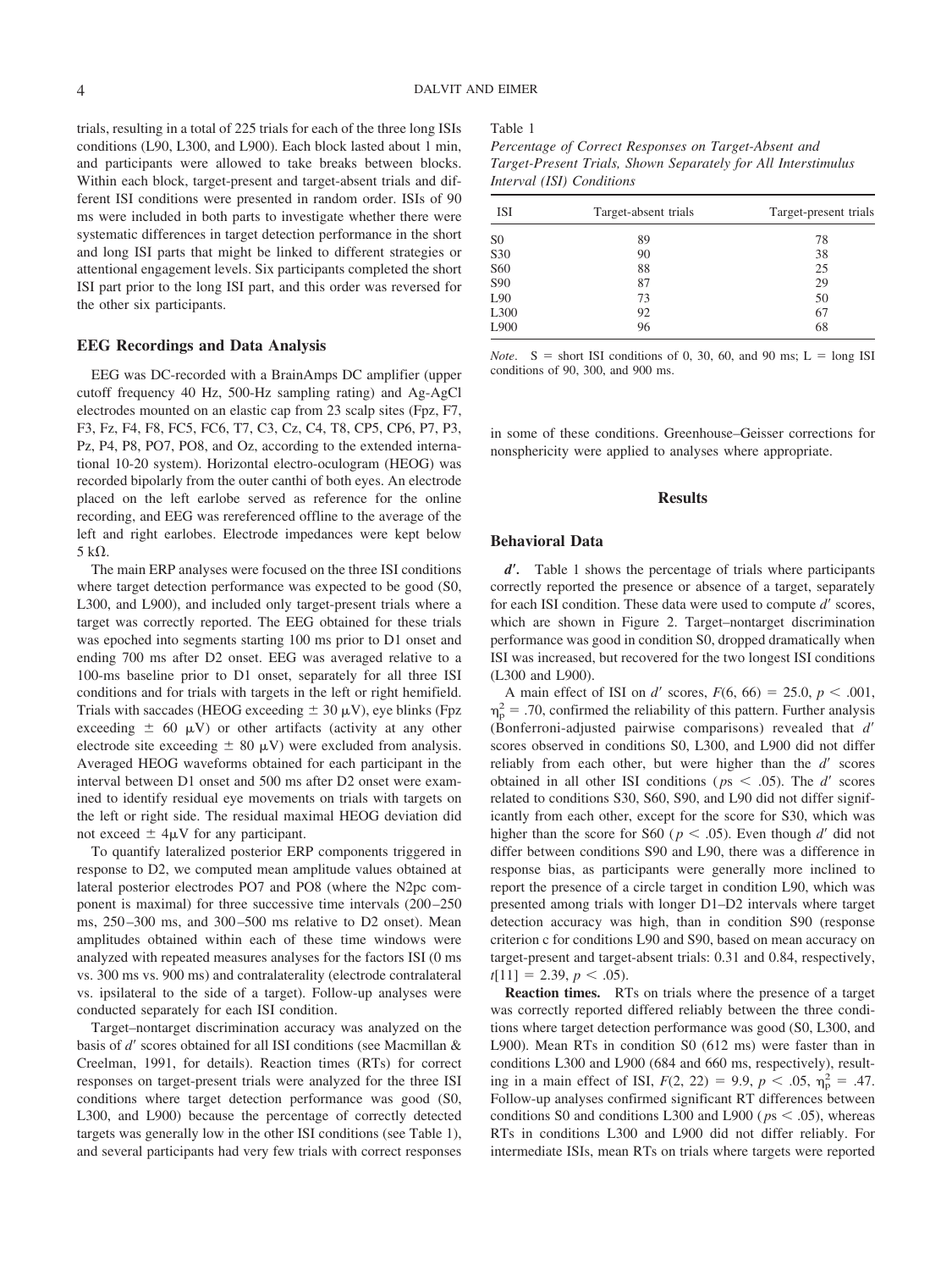trials, resulting in a total of 225 trials for each of the three long ISIs conditions (L90, L300, and L900). Each block lasted about 1 min, and participants were allowed to take breaks between blocks. Within each block, target-present and target-absent trials and different ISI conditions were presented in random order. ISIs of 90 ms were included in both parts to investigate whether there were systematic differences in target detection performance in the short and long ISI parts that might be linked to different strategies or attentional engagement levels. Six participants completed the short ISI part prior to the long ISI part, and this order was reversed for the other six participants.

## EEG Recordings and Data Analysis

EEG was DC-recorded with a BrainAmps DC amplifier (upper cutoff frequency 40 Hz, 500-Hz sampling rating) and Ag-AgCl electrodes mounted on an elastic cap from 23 scalp sites (Fpz, F7, F3, Fz, F4, F8, FC5, FC6, T7, C3, Cz, C4, T8, CP5, CP6, P7, P3, Pz, P4, P8, PO7, PO8, and Oz, according to the extended international 10-20 system). Horizontal electro-oculogram (HEOG) was recorded bipolarly from the outer canthi of both eyes. An electrode placed on the left earlobe served as reference for the online recording, and EEG was rereferenced offline to the average of the left and right earlobes. Electrode impedances were kept below 5 kΩ.

The main ERP analyses were focused on the three ISI conditions where target detection performance was expected to be good (S0, L300, and L900), and included only target-present trials where a target was correctly reported. The EEG obtained for these trials was epoched into segments starting 100 ms prior to D1 onset and ending 700 ms after D2 onset. EEG was averaged relative to a 100-ms baseline prior to D1 onset, separately for all three ISI conditions and for trials with targets in the left or right hemifield. Trials with saccades (HEOG exceeding ± 30 μV), eye blinks (Fpz exceeding ± 60 μV) or other artifacts (activity at any other electrode site exceeding ± 80 μV) were excluded from analysis. Averaged HEOG waveforms obtained for each participant in the interval between D1 onset and 500 ms after D2 onset were examined to identify residual eye movements on trials with targets on the left or right side. The residual maximal HEOG deviation did not exceed ± 4μV for any participant.

To quantify lateralized posterior ERP components triggered in response to D2, we computed mean amplitude values obtained at lateral posterior electrodes PO7 and PO8 (where the N2pc component is maximal) for three successive time intervals (200–250 ms, 250–300 ms, and 300–500 ms relative to D2 onset). Mean amplitudes obtained within each of these time windows were analyzed with repeated measures analyses for the factors ISI (0 ms vs. 300 ms vs. 900 ms) and contralaterality (electrode contralateral vs. ipsilateral to the side of a target). Follow-up analyses were conducted separately for each ISI condition.

Target–nontarget discrimination accuracy was analyzed on the basis of $d'$ scores obtained for all ISI conditions (see Macmillan & Creelman, 1991, for details). Reaction times (RTs) for correct responses on target-present trials were analyzed for the three ISI conditions where target detection performance was good (S0, L300, and L900) because the percentage of correctly detected targets was generally low in the other ISI conditions (see Table 1), and several participants had very few trials with correct responses in some of these conditions. Greenhouse–Geisser corrections for nonsphericity were applied to analyses where appropriate.

Table 1
*Percentage of Correct Responses on Target-Absent and Target-Present Trials, Shown Separately for All Interstimulus Interval (ISI) Conditions*

| ISI | Target-absent trials | Target-present trials |
|---|---|---|
| S0 | 89 | 78 |
| S30 | 90 | 38 |
| S60 | 88 | 25 |
| S90 | 87 | 29 |
| L90 | 73 | 50 |
| L300 | 92 | 67 |
| L900 | 96 | 68 |

*Note*. S = short ISI conditions of 0, 30, 60, and 90 ms; L = long ISI conditions of 90, 300, and 900 ms.

## Results

### Behavioral Data

***d'*.** Table 1 shows the percentage of trials where participants correctly reported the presence or absence of a target, separately for each ISI condition. These data were used to compute $d'$ scores, which are shown in Figure 2. Target–nontarget discrimination performance was good in condition S0, dropped dramatically when ISI was increased, but recovered for the two longest ISI conditions (L300 and L900).

A main effect of ISI on $d'$ scores, $F(6, 66) = 25.0$, $p < .001$, $\eta_p^2 = .70$, confirmed the reliability of this pattern. Further analysis (Bonferroni-adjusted pairwise comparisons) revealed that $d'$ scores observed in conditions S0, L300, and L900 did not differ reliably from each other, but were higher than the $d'$ scores obtained in all other ISI conditions ($ps < .05$). The $d'$ scores related to conditions S30, S60, S90, and L90 did not differ significantly from each other, except for the score for S30, which was higher than the score for S60 ($p < .05$). Even though $d'$ did not differ between conditions S90 and L90, there was a difference in response bias, as participants were generally more inclined to report the presence of a circle target in condition L90, which was presented among trials with longer D1–D2 intervals where target detection accuracy was high, than in condition S90 (response criterion c for conditions L90 and S90, based on mean accuracy on target-present and target-absent trials: 0.31 and 0.84, respectively, $t[11] = 2.39$, $p < .05$).

**Reaction times.** RTs on trials where the presence of a target was correctly reported differed reliably between the three conditions where target detection performance was good (S0, L300, and L900). Mean RTs in condition S0 (612 ms) were faster than in conditions L300 and L900 (684 and 660 ms, respectively), resulting in a main effect of ISI, $F(2, 22) = 9.9$, $p < .05$, $\eta_p^2 = .47$. Follow-up analyses confirmed significant RT differences between conditions S0 and conditions L300 and L900 ($ps < .05$), whereas RTs in conditions L300 and L900 did not differ reliably. For intermediate ISIs, mean RTs on trials where targets were reported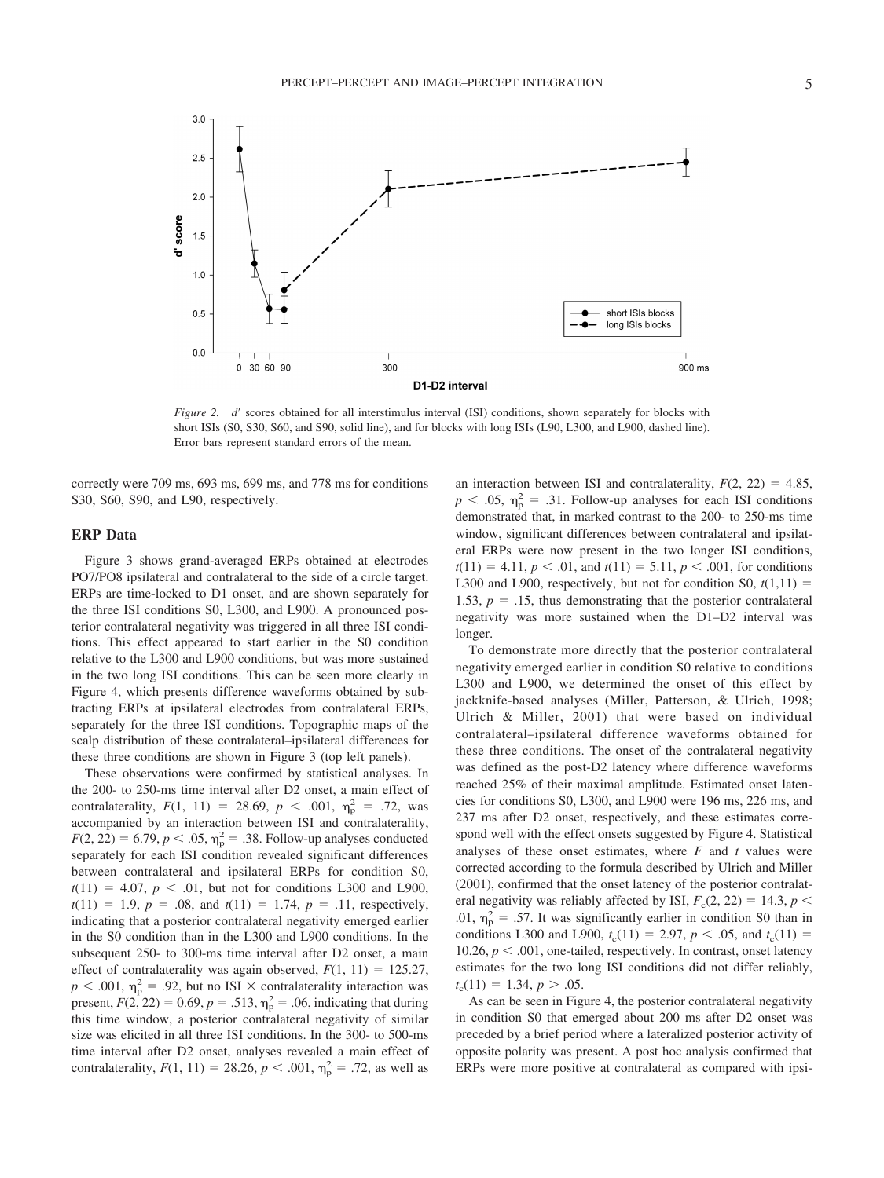*Figure 2.* $d'$ scores obtained for all interstimulus interval (ISI) conditions, shown separately for blocks with short ISIs (S0, S30, S60, and S90, solid line), and for blocks with long ISIs (L90, L300, and L900, dashed line). Error bars represent standard errors of the mean.

correctly were 709 ms, 693 ms, 699 ms, and 778 ms for conditions S30, S60, S90, and L90, respectively.

## ERP Data

Figure 3 shows grand-averaged ERPs obtained at electrodes PO7/PO8 ipsilateral and contralateral to the side of a circle target. ERPs are time-locked to D1 onset, and are shown separately for the three ISI conditions S0, L300, and L900. A pronounced posterior contralateral negativity was triggered in all three ISI conditions. This effect appeared to start earlier in the S0 condition relative to the L300 and L900 conditions, but was more sustained in the two long ISI conditions. This can be seen more clearly in Figure 4, which presents difference waveforms obtained by subtracting ERPs at ipsilateral electrodes from contralateral ERPs, separately for the three ISI conditions. Topographic maps of the scalp distribution of these contralateral–ipsilateral differences for these three conditions are shown in Figure 3 (top left panels).

These observations were confirmed by statistical analyses. In the 200- to 250-ms time interval after D2 onset, a main effect of contralaterality, $F(1, 11) = 28.69$, $p < .001$, $\eta_p^2 = .72$, was accompanied by an interaction between ISI and contralaterality, $F(2, 22) = 6.79$, $p < .05$, $\eta_p^2 = .38$. Follow-up analyses conducted separately for each ISI condition revealed significant differences between contralateral and ipsilateral ERPs for condition S0, $t(11) = 4.07$, $p < .01$, but not for conditions L300 and L900, $t(11) = 1.9$, $p = .08$, and $t(11) = 1.74$, $p = .11$, respectively, indicating that a posterior contralateral negativity emerged earlier in the S0 condition than in the L300 and L900 conditions. In the subsequent 250- to 300-ms time interval after D2 onset, a main effect of contralaterality was again observed, $F(1, 11) = 125.27$, $p < .001$, $\eta_p^2 = .92$, but no ISI × contralaterality interaction was present, $F(2, 22) = 0.69$, $p = .513$, $\eta_p^2 = .06$, indicating that during this time window, a posterior contralateral negativity of similar size was elicited in all three ISI conditions. In the 300- to 500-ms time interval after D2 onset, analyses revealed a main effect of contralaterality, $F(1, 11) = 28.26$, $p < .001$, $\eta_p^2 = .72$, as well as an interaction between ISI and contralaterality, $F(2, 22) = 4.85$, $p < .05$, $\eta_p^2 = .31$. Follow-up analyses for each ISI conditions demonstrated that, in marked contrast to the 200- to 250-ms time window, significant differences between contralateral and ipsilateral ERPs were now present in the two longer ISI conditions, $t(11) = 4.11$, $p < .01$, and $t(11) = 5.11$, $p < .001$, for conditions L300 and L900, respectively, but not for condition S0, $t(1,11) = 1.53$, $p = .15$, thus demonstrating that the posterior contralateral negativity was more sustained when the D1–D2 interval was longer.

To demonstrate more directly that the posterior contralateral negativity emerged earlier in condition S0 relative to conditions L300 and L900, we determined the onset of this effect by jackknife-based analyses (Miller, Patterson, & Ulrich, 1998; Ulrich & Miller, 2001) that were based on individual contralateral–ipsilateral difference waveforms obtained for these three conditions. The onset of the contralateral negativity was defined as the post-D2 latency where difference waveforms reached 25% of their maximal amplitude. Estimated onset latencies for conditions S0, L300, and L900 were 196 ms, 226 ms, and 237 ms after D2 onset, respectively, and these estimates correspond well with the effect onsets suggested by Figure 4. Statistical analyses of these onset estimates, where $F$ and $t$ values were corrected according to the formula described by Ulrich and Miller (2001), confirmed that the onset latency of the posterior contralateral negativity was reliably affected by ISI, $F_c(2, 22) = 14.3$, $p < .01$, $\eta_p^2 = .57$. It was significantly earlier in condition S0 than in conditions L300 and L900, $t_c(11) = 2.97$, $p < .05$, and $t_c(11) = 10.26$, $p < .001$, one-tailed, respectively. In contrast, onset latency estimates for the two long ISI conditions did not differ reliably, $t_c(11) = 1.34$, $p > .05$.

As can be seen in Figure 4, the posterior contralateral negativity in condition S0 that emerged about 200 ms after D2 onset was preceded by a brief period where a lateralized posterior activity of opposite polarity was present. A post hoc analysis confirmed that ERPs were more positive at contralateral as compared with ipsi-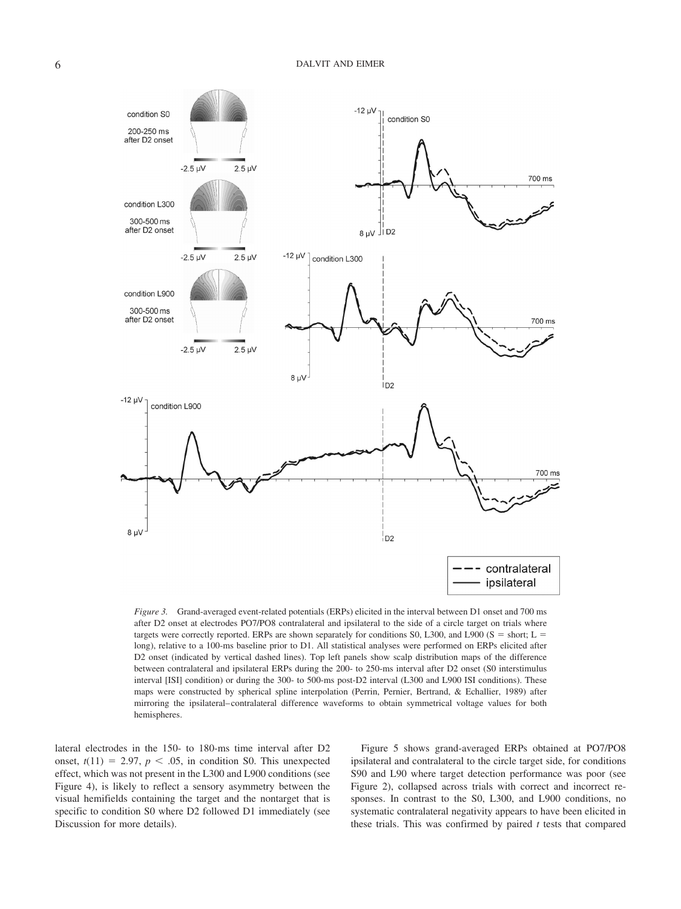*Figure 3.* Grand-averaged event-related potentials (ERPs) elicited in the interval between D1 onset and 700 ms after D2 onset at electrodes PO7/PO8 contralateral and ipsilateral to the side of a circle target on trials where targets were correctly reported. ERPs are shown separately for conditions S0, L300, and L900 (S = short; L = long), relative to a 100-ms baseline prior to D1. All statistical analyses were performed on ERPs elicited after D2 onset (indicated by vertical dashed lines). Top left panels show scalp distribution maps of the difference between contralateral and ipsilateral ERPs during the 200- to 250-ms interval after D2 onset (S0 interstimulus interval [ISI] condition) or during the 300- to 500-ms post-D2 interval (L300 and L900 ISI conditions). These maps were constructed by spherical spline interpolation (Perrin, Pernier, Bertrand, & Echallier, 1989) after mirroring the ipsilateral–contralateral difference waveforms to obtain symmetrical voltage values for both hemispheres.

lateral electrodes in the 150- to 180-ms time interval after D2 onset, $t(11) = 2.97$, $p < .05$, in condition S0. This unexpected effect, which was not present in the L300 and L900 conditions (see Figure 4), is likely to reflect a sensory asymmetry between the visual hemifields containing the target and the nontarget that is specific to condition S0 where D2 followed D1 immediately (see Discussion for more details).

Figure 5 shows grand-averaged ERPs obtained at PO7/PO8 ipsilateral and contralateral to the circle target side, for conditions S90 and L90 where target detection performance was poor (see Figure 2), collapsed across trials with correct and incorrect responses. In contrast to the S0, L300, and L900 conditions, no systematic contralateral negativity appears to have been elicited in these trials. This was confirmed by paired *t* tests that compared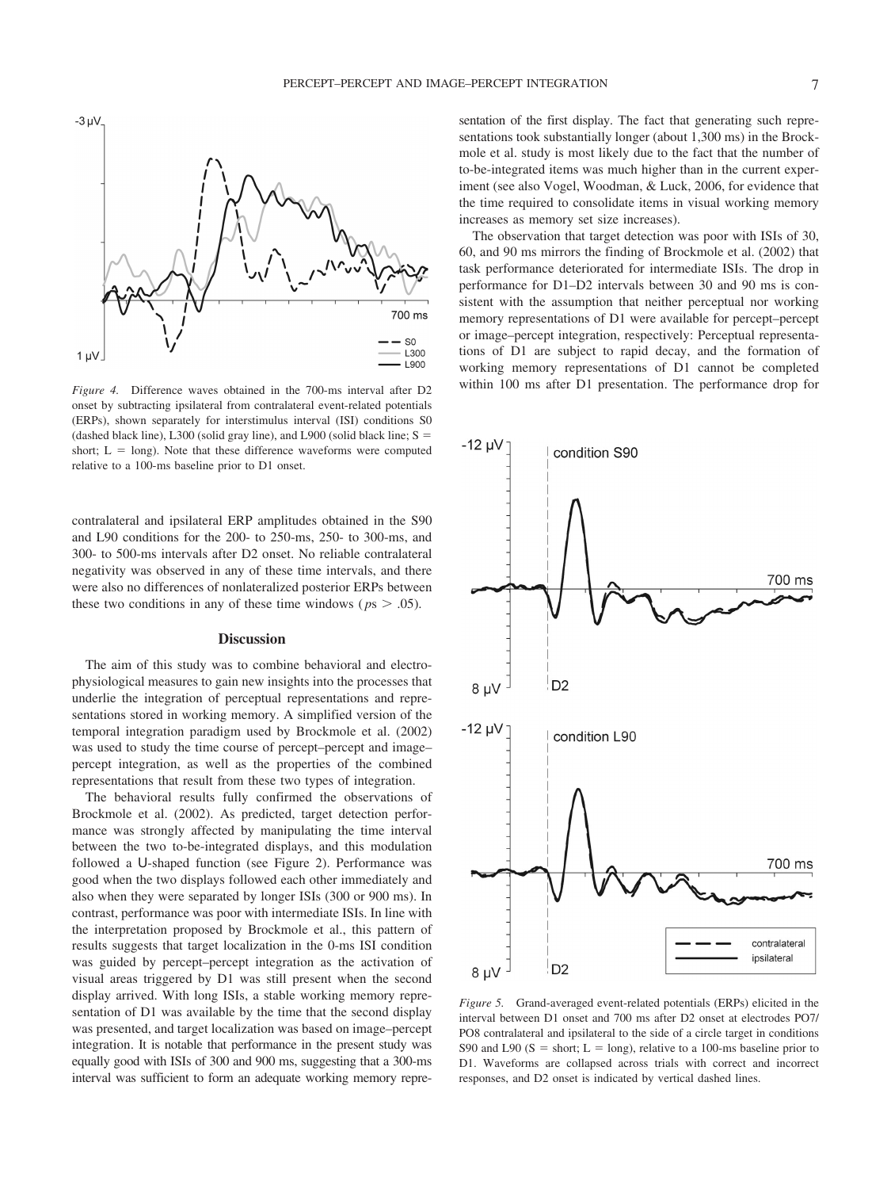*Figure 4.* Difference waves obtained in the 700-ms interval after D2 onset by subtracting ipsilateral from contralateral event-related potentials (ERPs), shown separately for interstimulus interval (ISI) conditions S0 (dashed black line), L300 (solid gray line), and L900 (solid black line; S = short; L = long). Note that these difference waveforms were computed relative to a 100-ms baseline prior to D1 onset.

contralateral and ipsilateral ERP amplitudes obtained in the S90 and L90 conditions for the 200- to 250-ms, 250- to 300-ms, and 300- to 500-ms intervals after D2 onset. No reliable contralateral negativity was observed in any of these time intervals, and there were also no differences of nonlateralized posterior ERPs between these two conditions in any of these time windows ($ps > .05$).

## Discussion

The aim of this study was to combine behavioral and electrophysiological measures to gain new insights into the processes that underlie the integration of perceptual representations and representations stored in working memory. A simplified version of the temporal integration paradigm used by Brockmole et al. (2002) was used to study the time course of percept–percept and image–percept integration, as well as the properties of the combined representations that result from these two types of integration.

The behavioral results fully confirmed the observations of Brockmole et al. (2002). As predicted, target detection performance was strongly affected by manipulating the time interval between the two to-be-integrated displays, and this modulation followed a U-shaped function (see Figure 2). Performance was good when the two displays followed each other immediately and also when they were separated by longer ISIs (300 or 900 ms). In contrast, performance was poor with intermediate ISIs. In line with the interpretation proposed by Brockmole et al., this pattern of results suggests that target localization in the 0-ms ISI condition was guided by percept–percept integration as the activation of visual areas triggered by D1 was still present when the second display arrived. With long ISIs, a stable working memory representation of D1 was available by the time that the second display was presented, and target localization was based on image–percept integration. It is notable that performance in the present study was equally good with ISIs of 300 and 900 ms, suggesting that a 300-ms interval was sufficient to form an adequate working memory representation of the first display. The fact that generating such representations took substantially longer (about 1,300 ms) in the Brockmole et al. study is most likely due to the fact that the number of to-be-integrated items was much higher than in the current experiment (see also Vogel, Woodman, & Luck, 2006, for evidence that the time required to consolidate items in visual working memory increases as memory set size increases).

The observation that target detection was poor with ISIs of 30, 60, and 90 ms mirrors the finding of Brockmole et al. (2002) that task performance deteriorated for intermediate ISIs. The drop in performance for D1–D2 intervals between 30 and 90 ms is consistent with the assumption that neither perceptual nor working memory representations of D1 were available for percept–percept or image–percept integration, respectively: Perceptual representations of D1 are subject to rapid decay, and the formation of working memory representations of D1 cannot be completed within 100 ms after D1 presentation. The performance drop for

*Figure 5.* Grand-averaged event-related potentials (ERPs) elicited in the interval between D1 onset and 700 ms after D2 onset at electrodes PO7/PO8 contralateral and ipsilateral to the side of a circle target in conditions S90 and L90 (S = short; L = long), relative to a 100-ms baseline prior to D1. Waveforms are collapsed across trials with correct and incorrect responses, and D2 onset is indicated by vertical dashed lines.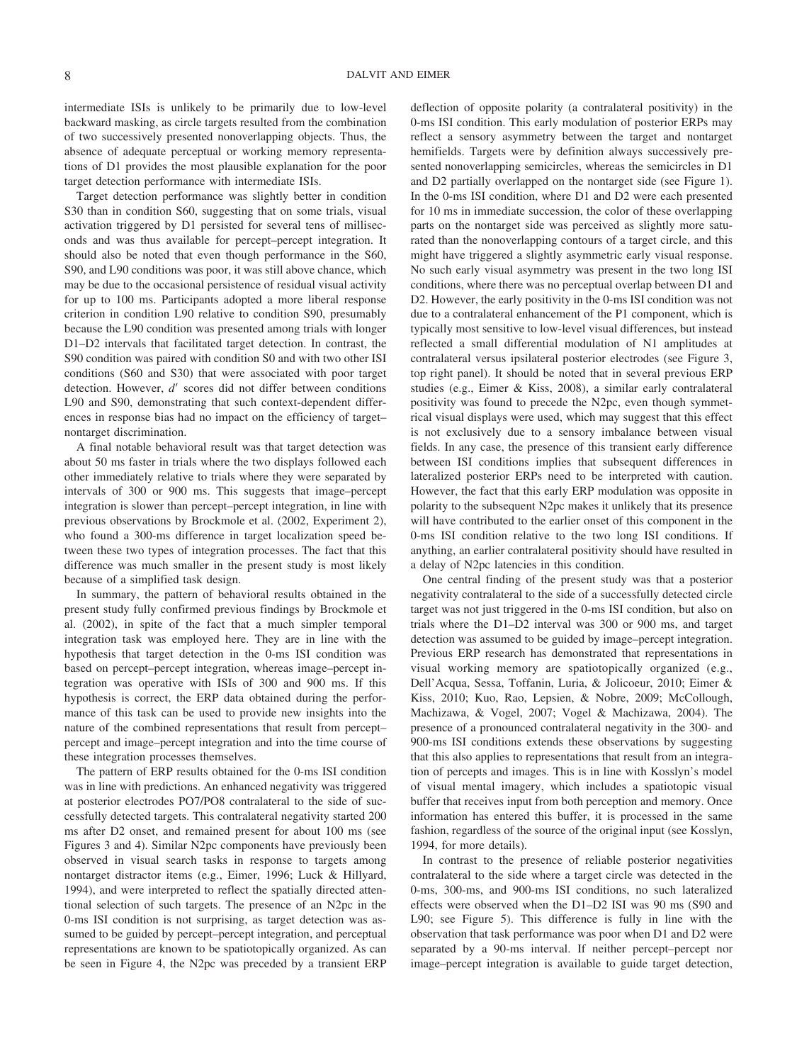intermediate ISIs is unlikely to be primarily due to low-level backward masking, as circle targets resulted from the combination of two successively presented nonoverlapping objects. Thus, the absence of adequate perceptual or working memory representations of D1 provides the most plausible explanation for the poor target detection performance with intermediate ISIs.

Target detection performance was slightly better in condition S30 than in condition S60, suggesting that on some trials, visual activation triggered by D1 persisted for several tens of milliseconds and was thus available for percept–percept integration. It should also be noted that even though performance in the S60, S90, and L90 conditions was poor, it was still above chance, which may be due to the occasional persistence of residual visual activity for up to 100 ms. Participants adopted a more liberal response criterion in condition L90 relative to condition S90, presumably because the L90 condition was presented among trials with longer D1–D2 intervals that facilitated target detection. In contrast, the S90 condition was paired with condition S0 and with two other ISI conditions (S60 and S30) that were associated with poor target detection. However, $d'$ scores did not differ between conditions L90 and S90, demonstrating that such context-dependent differences in response bias had no impact on the efficiency of target–nontarget discrimination.

A final notable behavioral result was that target detection was about 50 ms faster in trials where the two displays followed each other immediately relative to trials where they were separated by intervals of 300 or 900 ms. This suggests that image–percept integration is slower than percept–percept integration, in line with previous observations by Brockmole et al. (2002, Experiment 2), who found a 300-ms difference in target localization speed between these two types of integration processes. The fact that this difference was much smaller in the present study is most likely because of a simplified task design.

In summary, the pattern of behavioral results obtained in the present study fully confirmed previous findings by Brockmole et al. (2002), in spite of the fact that a much simpler temporal integration task was employed here. They are in line with the hypothesis that target detection in the 0-ms ISI condition was based on percept–percept integration, whereas image–percept integration was operative with ISIs of 300 and 900 ms. If this hypothesis is correct, the ERP data obtained during the performance of this task can be used to provide new insights into the nature of the combined representations that result from percept–percept and image–percept integration and into the time course of these integration processes themselves.

The pattern of ERP results obtained for the 0-ms ISI condition was in line with predictions. An enhanced negativity was triggered at posterior electrodes PO7/PO8 contralateral to the side of successfully detected targets. This contralateral negativity started 200 ms after D2 onset, and remained present for about 100 ms (see Figures 3 and 4). Similar N2pc components have previously been observed in visual search tasks in response to targets among nontarget distractor items (e.g., Eimer, 1996; Luck & Hillyard, 1994), and were interpreted to reflect the spatially directed attentional selection of such targets. The presence of an N2pc in the 0-ms ISI condition is not surprising, as target detection was assumed to be guided by percept–percept integration, and perceptual representations are known to be spatiotopically organized. As can be seen in Figure 4, the N2pc was preceded by a transient ERP deflection of opposite polarity (a contralateral positivity) in the 0-ms ISI condition. This early modulation of posterior ERPs may reflect a sensory asymmetry between the target and nontarget hemifields. Targets were by definition always successively presented nonoverlapping semicircles, whereas the semicircles in D1 and D2 partially overlapped on the nontarget side (see Figure 1). In the 0-ms ISI condition, where D1 and D2 were each presented for 10 ms in immediate succession, the color of these overlapping parts on the nontarget side was perceived as slightly more saturated than the nonoverlapping contours of a target circle, and this might have triggered a slightly asymmetric early visual response. No such early visual asymmetry was present in the two long ISI conditions, where there was no perceptual overlap between D1 and D2. However, the early positivity in the 0-ms ISI condition was not due to a contralateral enhancement of the P1 component, which is typically most sensitive to low-level visual differences, but instead reflected a small differential modulation of N1 amplitudes at contralateral versus ipsilateral posterior electrodes (see Figure 3, top right panel). It should be noted that in several previous ERP studies (e.g., Eimer & Kiss, 2008), a similar early contralateral positivity was found to precede the N2pc, even though symmetrical visual displays were used, which may suggest that this effect is not exclusively due to a sensory imbalance between visual fields. In any case, the presence of this transient early difference between ISI conditions implies that subsequent differences in lateralized posterior ERPs need to be interpreted with caution. However, the fact that this early ERP modulation was opposite in polarity to the subsequent N2pc makes it unlikely that its presence will have contributed to the earlier onset of this component in the 0-ms ISI condition relative to the two long ISI conditions. If anything, an earlier contralateral positivity should have resulted in a delay of N2pc latencies in this condition.

One central finding of the present study was that a posterior negativity contralateral to the side of a successfully detected circle target was not just triggered in the 0-ms ISI condition, but also on trials where the D1–D2 interval was 300 or 900 ms, and target detection was assumed to be guided by image–percept integration. Previous ERP research has demonstrated that representations in visual working memory are spatiotopically organized (e.g., Dell'Acqua, Sessa, Toffanin, Luria, & Jolicoeur, 2010; Eimer & Kiss, 2010; Kuo, Rao, Lepsien, & Nobre, 2009; McCollough, Machizawa, & Vogel, 2007; Vogel & Machizawa, 2004). The presence of a pronounced contralateral negativity in the 300- and 900-ms ISI conditions extends these observations by suggesting that this also applies to representations that result from an integration of percepts and images. This is in line with Kosslyn's model of visual mental imagery, which includes a spatiotopic visual buffer that receives input from both perception and memory. Once information has entered this buffer, it is processed in the same fashion, regardless of the source of the original input (see Kosslyn, 1994, for more details).

In contrast to the presence of reliable posterior negativities contralateral to the side where a target circle was detected in the 0-ms, 300-ms, and 900-ms ISI conditions, no such lateralized effects were observed when the D1–D2 ISI was 90 ms (S90 and L90; see Figure 5). This difference is fully in line with the observation that task performance was poor when D1 and D2 were separated by a 90-ms interval. If neither percept–percept nor image–percept integration is available to guide target detection,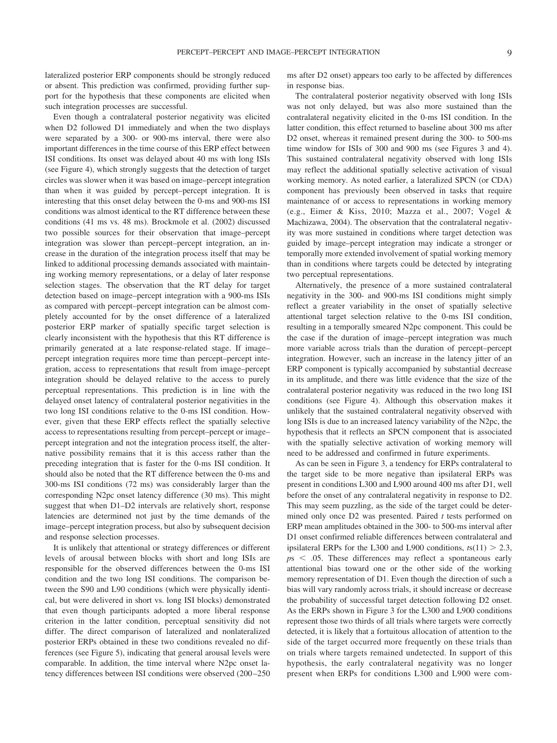lateralized posterior ERP components should be strongly reduced or absent. This prediction was confirmed, providing further support for the hypothesis that these components are elicited when such integration processes are successful.

Even though a contralateral posterior negativity was elicited when D2 followed D1 immediately and when the two displays were separated by a 300- or 900-ms interval, there were also important differences in the time course of this ERP effect between ISI conditions. Its onset was delayed about 40 ms with long ISIs (see Figure 4), which strongly suggests that the detection of target circles was slower when it was based on image–percept integration than when it was guided by percept–percept integration. It is interesting that this onset delay between the 0-ms and 900-ms ISI conditions was almost identical to the RT difference between these conditions (41 ms vs. 48 ms). Brockmole et al. (2002) discussed two possible sources for their observation that image–percept integration was slower than percept–percept integration, an increase in the duration of the integration process itself that may be linked to additional processing demands associated with maintaining working memory representations, or a delay of later response selection stages. The observation that the RT delay for target detection based on image–percept integration with a 900-ms ISIs as compared with percept–percept integration can be almost completely accounted for by the onset difference of a lateralized posterior ERP marker of spatially specific target selection is clearly inconsistent with the hypothesis that this RT difference is primarily generated at a late response-related stage. If image–percept integration requires more time than percept–percept integration, access to representations that result from image–percept integration should be delayed relative to the access to purely perceptual representations. This prediction is in line with the delayed onset latency of contralateral posterior negativities in the two long ISI conditions relative to the 0-ms ISI condition. However, given that these ERP effects reflect the spatially selective access to representations resulting from percept–percept or image–percept integration and not the integration process itself, the alternative possibility remains that it is this access rather than the preceding integration that is faster for the 0-ms ISI condition. It should also be noted that the RT difference between the 0-ms and 300-ms ISI conditions (72 ms) was considerably larger than the corresponding N2pc onset latency difference (30 ms). This might suggest that when D1–D2 intervals are relatively short, response latencies are determined not just by the time demands of the image–percept integration process, but also by subsequent decision and response selection processes.

It is unlikely that attentional or strategy differences or different levels of arousal between blocks with short and long ISIs are responsible for the observed differences between the 0-ms ISI condition and the two long ISI conditions. The comparison between the S90 and L90 conditions (which were physically identical, but were delivered in short vs. long ISI blocks) demonstrated that even though participants adopted a more liberal response criterion in the latter condition, perceptual sensitivity did not differ. The direct comparison of lateralized and nonlateralized posterior ERPs obtained in these two conditions revealed no differences (see Figure 5), indicating that general arousal levels were comparable. In addition, the time interval where N2pc onset latency differences between ISI conditions were observed (200–250 ms after D2 onset) appears too early to be affected by differences in response bias.

The contralateral posterior negativity observed with long ISIs was not only delayed, but was also more sustained than the contralateral negativity elicited in the 0-ms ISI condition. In the latter condition, this effect returned to baseline about 300 ms after D2 onset, whereas it remained present during the 300- to 500-ms time window for ISIs of 300 and 900 ms (see Figures 3 and 4). This sustained contralateral negativity observed with long ISIs may reflect the additional spatially selective activation of visual working memory. As noted earlier, a lateralized SPCN (or CDA) component has previously been observed in tasks that require maintenance of or access to representations in working memory (e.g., Eimer & Kiss, 2010; Mazza et al., 2007; Vogel & Machizawa, 2004). The observation that the contralateral negativity was more sustained in conditions where target detection was guided by image–percept integration may indicate a stronger or temporally more extended involvement of spatial working memory than in conditions where targets could be detected by integrating two perceptual representations.

Alternatively, the presence of a more sustained contralateral negativity in the 300- and 900-ms ISI conditions might simply reflect a greater variability in the onset of spatially selective attentional target selection relative to the 0-ms ISI condition, resulting in a temporally smeared N2pc component. This could be the case if the duration of image–percept integration was much more variable across trials than the duration of percept–percept integration. However, such an increase in the latency jitter of an ERP component is typically accompanied by substantial decrease in its amplitude, and there was little evidence that the size of the contralateral posterior negativity was reduced in the two long ISI conditions (see Figure 4). Although this observation makes it unlikely that the sustained contralateral negativity observed with long ISIs is due to an increased latency variability of the N2pc, the hypothesis that it reflects an SPCN component that is associated with the spatially selective activation of working memory will need to be addressed and confirmed in future experiments.

As can be seen in Figure 3, a tendency for ERPs contralateral to the target side to be more negative than ipsilateral ERPs was present in conditions L300 and L900 around 400 ms after D1, well before the onset of any contralateral negativity in response to D2. This may seem puzzling, as the side of the target could be determined only once D2 was presented. Paired *t* tests performed on ERP mean amplitudes obtained in the 300- to 500-ms interval after D1 onset confirmed reliable differences between contralateral and ipsilateral ERPs for the L300 and L900 conditions, $ts(11) > 2.3$, $ps < .05$. These differences may reflect a spontaneous early attentional bias toward one or the other side of the working memory representation of D1. Even though the direction of such a bias will vary randomly across trials, it should increase or decrease the probability of successful target detection following D2 onset. As the ERPs shown in Figure 3 for the L300 and L900 conditions represent those two thirds of all trials where targets were correctly detected, it is likely that a fortuitous allocation of attention to the side of the target occurred more frequently on these trials than on trials where targets remained undetected. In support of this hypothesis, the early contralateral negativity was no longer present when ERPs for conditions L300 and L900 were com-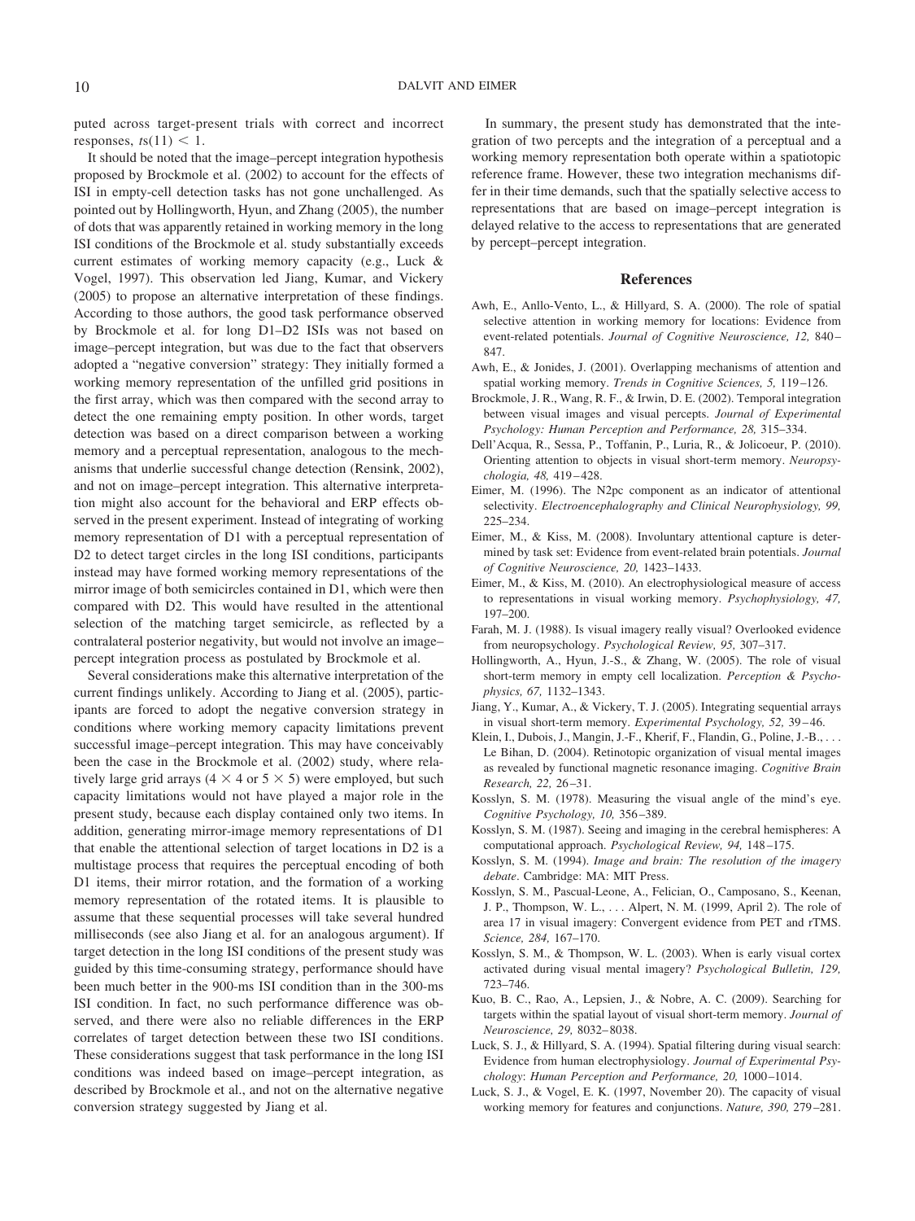puted across target-present trials with correct and incorrect responses, $ts(11) < 1$.

It should be noted that the image–percept integration hypothesis proposed by Brockmole et al. (2002) to account for the effects of ISI in empty-cell detection tasks has not gone unchallenged. As pointed out by Hollingworth, Hyun, and Zhang (2005), the number of dots that was apparently retained in working memory in the long ISI conditions of the Brockmole et al. study substantially exceeds current estimates of working memory capacity (e.g., Luck & Vogel, 1997). This observation led Jiang, Kumar, and Vickery (2005) to propose an alternative interpretation of these findings. According to those authors, the good task performance observed by Brockmole et al. for long D1–D2 ISIs was not based on image–percept integration, but was due to the fact that observers adopted a "negative conversion" strategy: They initially formed a working memory representation of the unfilled grid positions in the first array, which was then compared with the second array to detect the one remaining empty position. In other words, target detection was based on a direct comparison between a working memory and a perceptual representation, analogous to the mechanisms that underlie successful change detection (Rensink, 2002), and not on image–percept integration. This alternative interpretation might also account for the behavioral and ERP effects observed in the present experiment. Instead of integrating of working memory representation of D1 with a perceptual representation of D2 to detect target circles in the long ISI conditions, participants instead may have formed working memory representations of the mirror image of both semicircles contained in D1, which were then compared with D2. This would have resulted in the attentional selection of the matching target semicircle, as reflected by a contralateral posterior negativity, but would not involve an image–percept integration process as postulated by Brockmole et al.

Several considerations make this alternative interpretation of the current findings unlikely. According to Jiang et al. (2005), participants are forced to adopt the negative conversion strategy in conditions where working memory capacity limitations prevent successful image–percept integration. This may have conceivably been the case in the Brockmole et al. (2002) study, where relatively large grid arrays ($4 \times 4$ or $5 \times 5$) were employed, but such capacity limitations would not have played a major role in the present study, because each display contained only two items. In addition, generating mirror-image memory representations of D1 that enable the attentional selection of target locations in D2 is a multistage process that requires the perceptual encoding of both D1 items, their mirror rotation, and the formation of a working memory representation of the rotated items. It is plausible to assume that these sequential processes will take several hundred milliseconds (see also Jiang et al. for an analogous argument). If target detection in the long ISI conditions of the present study was guided by this time-consuming strategy, performance should have been much better in the 900-ms ISI condition than in the 300-ms ISI condition. In fact, no such performance difference was observed, and there were also no reliable differences in the ERP correlates of target detection between these two ISI conditions. These considerations suggest that task performance in the long ISI conditions was indeed based on image–percept integration, as described by Brockmole et al., and not on the alternative negative conversion strategy suggested by Jiang et al.

In summary, the present study has demonstrated that the integration of two percepts and the integration of a perceptual and a working memory representation both operate within a spatiotopic reference frame. However, these two integration mechanisms differ in their time demands, such that the spatially selective access to representations that are based on image–percept integration is delayed relative to the access to representations that are generated by percept–percept integration.

## References

Awh, E., Anllo-Vento, L., & Hillyard, S. A. (2000). The role of spatial selective attention in working memory for locations: Evidence from event-related potentials. *Journal of Cognitive Neuroscience, 12,* 840–847.

Awh, E., & Jonides, J. (2001). Overlapping mechanisms of attention and spatial working memory. *Trends in Cognitive Sciences, 5,* 119–126.

Brockmole, J. R., Wang, R. F., & Irwin, D. E. (2002). Temporal integration between visual images and visual percepts. *Journal of Experimental Psychology: Human Perception and Performance, 28,* 315–334.

Dell'Acqua, R., Sessa, P., Toffanin, P., Luria, R., & Jolicoeur, P. (2010). Orienting attention to objects in visual short-term memory. *Neuropsychologia, 48,* 419–428.

Eimer, M. (1996). The N2pc component as an indicator of attentional selectivity. *Electroencephalography and Clinical Neurophysiology, 99,* 225–234.

Eimer, M., & Kiss, M. (2008). Involuntary attentional capture is determined by task set: Evidence from event-related brain potentials. *Journal of Cognitive Neuroscience, 20,* 1423–1433.

Eimer, M., & Kiss, M. (2010). An electrophysiological measure of access to representations in visual working memory. *Psychophysiology, 47,* 197–200.

Farah, M. J. (1988). Is visual imagery really visual? Overlooked evidence from neuropsychology. *Psychological Review, 95,* 307–317.

Hollingworth, A., Hyun, J.-S., & Zhang, W. (2005). The role of visual short-term memory in empty cell localization. *Perception & Psychophysics, 67,* 1132–1343.

Jiang, Y., Kumar, A., & Vickery, T. J. (2005). Integrating sequential arrays in visual short-term memory. *Experimental Psychology, 52,* 39–46.

Klein, I., Dubois, J., Mangin, J.-F., Kherif, F., Flandin, G., Poline, J.-B., . . . Le Bihan, D. (2004). Retinotopic organization of visual mental images as revealed by functional magnetic resonance imaging. *Cognitive Brain Research, 22,* 26–31.

Kosslyn, S. M. (1978). Measuring the visual angle of the mind's eye. *Cognitive Psychology, 10,* 356–389.

Kosslyn, S. M. (1987). Seeing and imaging in the cerebral hemispheres: A computational approach. *Psychological Review, 94,* 148–175.

Kosslyn, S. M. (1994). *Image and brain: The resolution of the imagery debate*. Cambridge: MA: MIT Press.

Kosslyn, S. M., Pascual-Leone, A., Felician, O., Camposano, S., Keenan, J. P., Thompson, W. L., . . . Alpert, N. M. (1999, April 2). The role of area 17 in visual imagery: Convergent evidence from PET and rTMS. *Science, 284,* 167–170.

Kosslyn, S. M., & Thompson, W. L. (2003). When is early visual cortex activated during visual mental imagery? *Psychological Bulletin, 129,* 723–746.

Kuo, B. C., Rao, A., Lepsien, J., & Nobre, A. C. (2009). Searching for targets within the spatial layout of visual short-term memory. *Journal of Neuroscience, 29,* 8032–8038.

Luck, S. J., & Hillyard, S. A. (1994). Spatial filtering during visual search: Evidence from human electrophysiology. *Journal of Experimental Psychology: Human Perception and Performance, 20,* 1000–1014.

Luck, S. J., & Vogel, E. K. (1997, November 20). The capacity of visual working memory for features and conjunctions. *Nature, 390,* 279–281.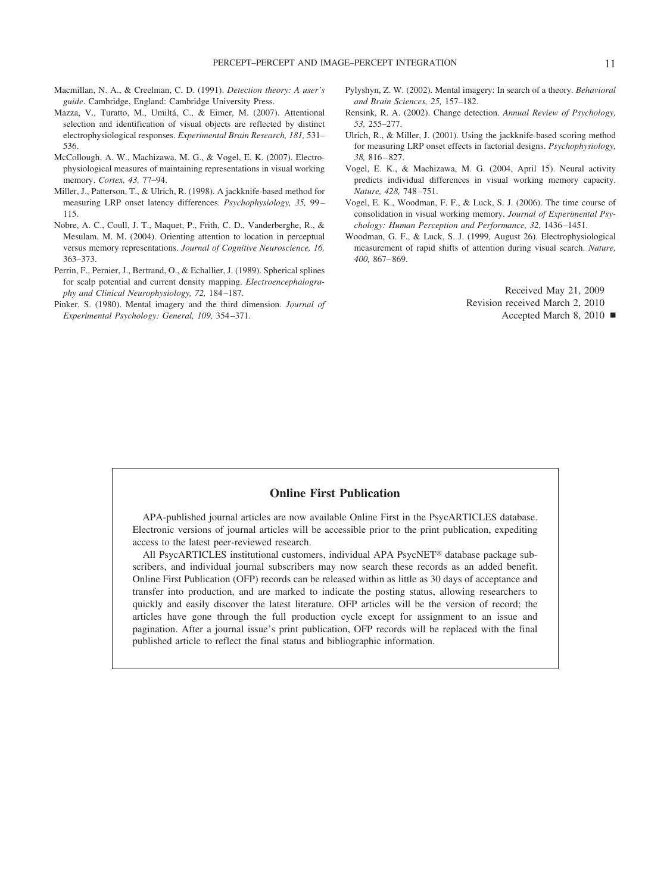Macmillan, N. A., & Creelman, C. D. (1991). *Detection theory: A user's guide*. Cambridge, England: Cambridge University Press.

Mazza, V., Turatto, M., Umiltá, C., & Eimer, M. (2007). Attentional selection and identification of visual objects are reflected by distinct electrophysiological responses. *Experimental Brain Research, 181,* 531–536.

McCollough, A. W., Machizawa, M. G., & Vogel, E. K. (2007). Electrophysiological measures of maintaining representations in visual working memory. *Cortex, 43,* 77–94.

Miller, J., Patterson, T., & Ulrich, R. (1998). A jackknife-based method for measuring LRP onset latency differences. *Psychophysiology, 35,* 99–115.

Nobre, A. C., Coull, J. T., Maquet, P., Frith, C. D., Vanderberghe, R., & Mesulam, M. M. (2004). Orienting attention to location in perceptual versus memory representations. *Journal of Cognitive Neuroscience, 16,* 363–373.

Perrin, F., Pernier, J., Bertrand, O., & Echallier, J. (1989). Spherical splines for scalp potential and current density mapping. *Electroencephalography and Clinical Neurophysiology, 72,* 184–187.

Pinker, S. (1980). Mental imagery and the third dimension. *Journal of Experimental Psychology: General, 109,* 354–371.

Pylyshyn, Z. W. (2002). Mental imagery: In search of a theory. *Behavioral and Brain Sciences, 25,* 157–182.

Rensink, R. A. (2002). Change detection. *Annual Review of Psychology, 53,* 255–277.

Ulrich, R., & Miller, J. (2001). Using the jackknife-based scoring method for measuring LRP onset effects in factorial designs. *Psychophysiology, 38,* 816–827.

Vogel, E. K., & Machizawa, M. G. (2004, April 15). Neural activity predicts individual differences in visual working memory capacity. *Nature, 428,* 748–751.

Vogel, E. K., Woodman, F. F., & Luck, S. J. (2006). The time course of consolidation in visual working memory. *Journal of Experimental Psychology: Human Perception and Performance, 32,* 1436–1451.

Woodman, G. F., & Luck, S. J. (1999, August 26). Electrophysiological measurement of rapid shifts of attention during visual search. *Nature, 400,* 867–869.

Received May 21, 2009
Revision received March 2, 2010
Accepted March 8, 2010 ■

## Online First Publication

APA-published journal articles are now available Online First in the PsycARTICLES database. Electronic versions of journal articles will be accessible prior to the print publication, expediting access to the latest peer-reviewed research.

All PsycARTICLES institutional customers, individual APA PsycNET® database package subscribers, and individual journal subscribers may now search these records as an added benefit. Online First Publication (OFP) records can be released within as little as 30 days of acceptance and transfer into production, and are marked to indicate the posting status, allowing researchers to quickly and easily discover the latest literature. OFP articles will be the version of record; the articles have gone through the full production cycle except for assignment to an issue and pagination. After a journal issue's print publication, OFP records will be replaced with the final published article to reflect the final status and bibliographic information.